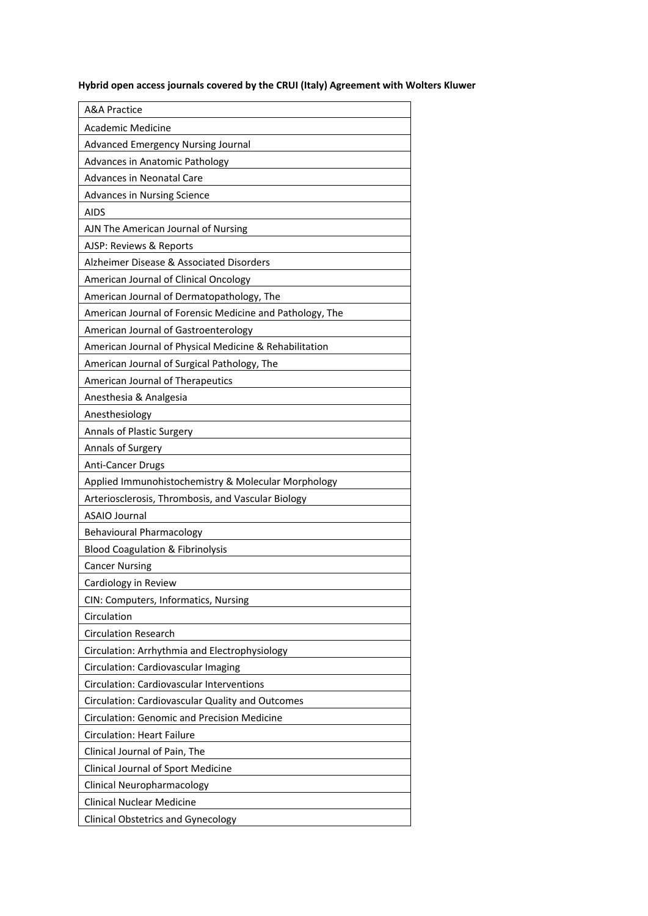**Hybrid open access journals covered by the CRUI (Italy) Agreement with Wolters Kluwer**

| A&A Practice |
|---|
| Academic Medicine |
| Advanced Emergency Nursing Journal |
| Advances in Anatomic Pathology |
| Advances in Neonatal Care |
| Advances in Nursing Science |
| AIDS |
| AJN The American Journal of Nursing |
| AJSP: Reviews & Reports |
| Alzheimer Disease & Associated Disorders |
| American Journal of Clinical Oncology |
| American Journal of Dermatopathology, The |
| American Journal of Forensic Medicine and Pathology, The |
| American Journal of Gastroenterology |
| American Journal of Physical Medicine & Rehabilitation |
| American Journal of Surgical Pathology, The |
| American Journal of Therapeutics |
| Anesthesia & Analgesia |
| Anesthesiology |
| Annals of Plastic Surgery |
| Annals of Surgery |
| Anti-Cancer Drugs |
| Applied Immunohistochemistry & Molecular Morphology |
| Arteriosclerosis, Thrombosis, and Vascular Biology |
| ASAIO Journal |
| Behavioural Pharmacology |
| Blood Coagulation & Fibrinolysis |
| Cancer Nursing |
| Cardiology in Review |
| CIN: Computers, Informatics, Nursing |
| Circulation |
| Circulation Research |
| Circulation: Arrhythmia and Electrophysiology |
| Circulation: Cardiovascular Imaging |
| Circulation: Cardiovascular Interventions |
| Circulation: Cardiovascular Quality and Outcomes |
| Circulation: Genomic and Precision Medicine |
| Circulation: Heart Failure |
| Clinical Journal of Pain, The |
| Clinical Journal of Sport Medicine |
| Clinical Neuropharmacology |
| Clinical Nuclear Medicine |
| Clinical Obstetrics and Gynecology |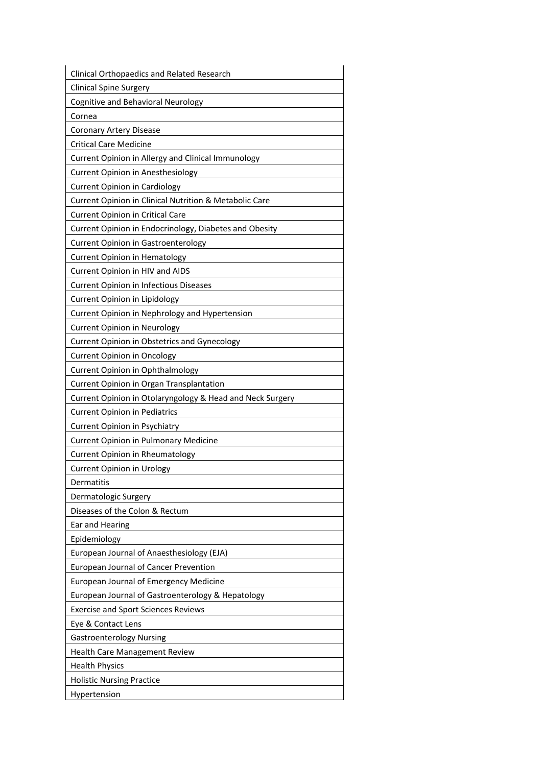| Clinical Orthopaedics and Related Research |
|---|
| Clinical Spine Surgery |
| Cognitive and Behavioral Neurology |
| Cornea |
| Coronary Artery Disease |
| Critical Care Medicine |
| Current Opinion in Allergy and Clinical Immunology |
| Current Opinion in Anesthesiology |
| Current Opinion in Cardiology |
| Current Opinion in Clinical Nutrition & Metabolic Care |
| Current Opinion in Critical Care |
| Current Opinion in Endocrinology, Diabetes and Obesity |
| Current Opinion in Gastroenterology |
| Current Opinion in Hematology |
| Current Opinion in HIV and AIDS |
| Current Opinion in Infectious Diseases |
| Current Opinion in Lipidology |
| Current Opinion in Nephrology and Hypertension |
| Current Opinion in Neurology |
| Current Opinion in Obstetrics and Gynecology |
| Current Opinion in Oncology |
| Current Opinion in Ophthalmology |
| Current Opinion in Organ Transplantation |
| Current Opinion in Otolaryngology & Head and Neck Surgery |
| Current Opinion in Pediatrics |
| Current Opinion in Psychiatry |
| Current Opinion in Pulmonary Medicine |
| Current Opinion in Rheumatology |
| Current Opinion in Urology |
| Dermatitis |
| Dermatologic Surgery |
| Diseases of the Colon & Rectum |
| Ear and Hearing |
| Epidemiology |
| European Journal of Anaesthesiology (EJA) |
| European Journal of Cancer Prevention |
| European Journal of Emergency Medicine |
| European Journal of Gastroenterology & Hepatology |
| Exercise and Sport Sciences Reviews |
| Eye & Contact Lens |
| Gastroenterology Nursing |
| Health Care Management Review |
| Health Physics |
| Holistic Nursing Practice |
| Hypertension |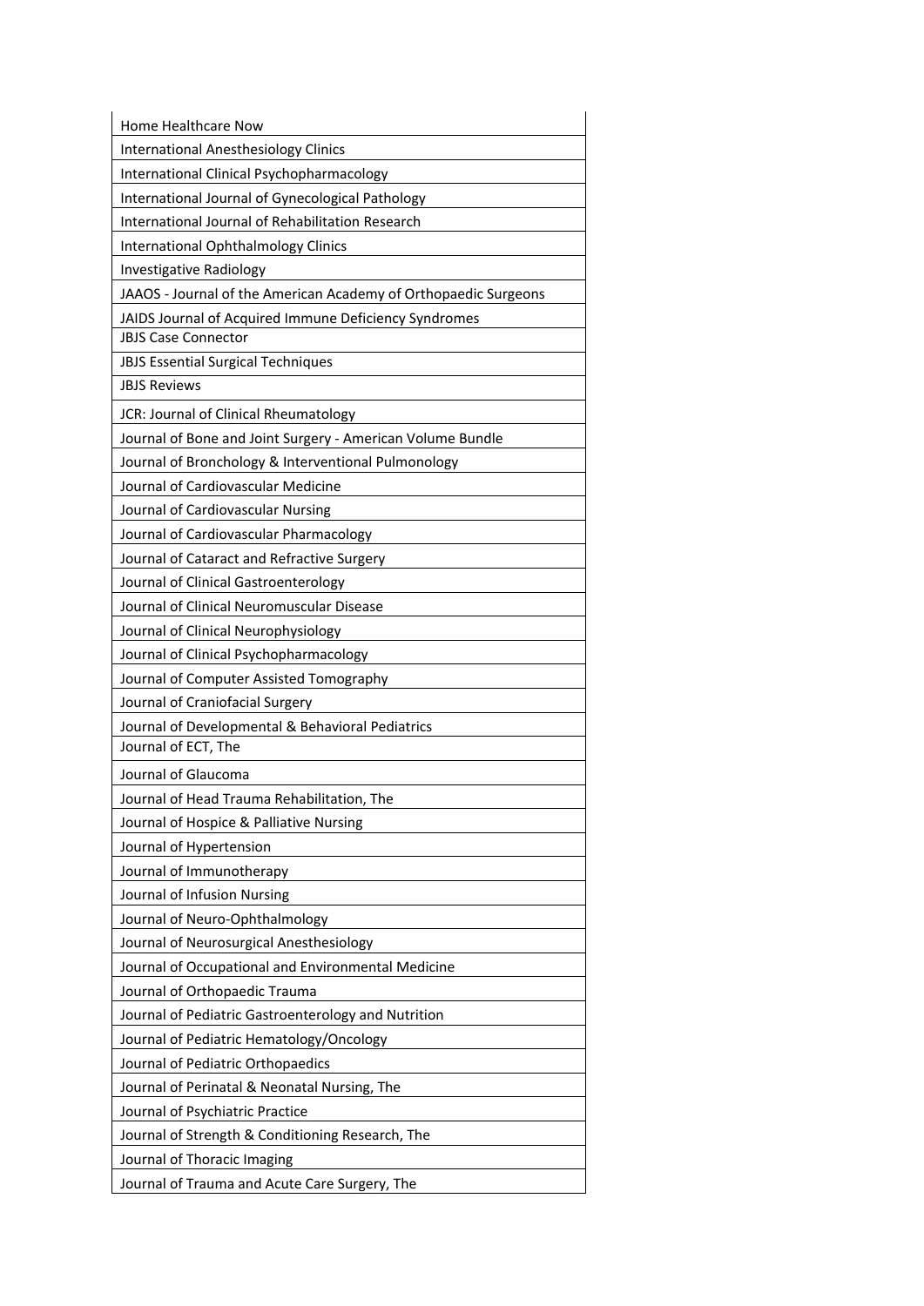| Home Healthcare Now |
|---|
| International Anesthesiology Clinics |
| International Clinical Psychopharmacology |
| International Journal of Gynecological Pathology |
| International Journal of Rehabilitation Research |
| International Ophthalmology Clinics |
| Investigative Radiology |
| JAAOS - Journal of the American Academy of Orthopaedic Surgeons |
| JAIDS Journal of Acquired Immune Deficiency Syndromes |
| JBJS Case Connector |
| JBJS Essential Surgical Techniques |
| JBJS Reviews |
| JCR: Journal of Clinical Rheumatology |
| Journal of Bone and Joint Surgery - American Volume Bundle |
| Journal of Bronchology & Interventional Pulmonology |
| Journal of Cardiovascular Medicine |
| Journal of Cardiovascular Nursing |
| Journal of Cardiovascular Pharmacology |
| Journal of Cataract and Refractive Surgery |
| Journal of Clinical Gastroenterology |
| Journal of Clinical Neuromuscular Disease |
| Journal of Clinical Neurophysiology |
| Journal of Clinical Psychopharmacology |
| Journal of Computer Assisted Tomography |
| Journal of Craniofacial Surgery |
| Journal of Developmental & Behavioral Pediatrics |
| Journal of ECT, The |
| Journal of Glaucoma |
| Journal of Head Trauma Rehabilitation, The |
| Journal of Hospice & Palliative Nursing |
| Journal of Hypertension |
| Journal of Immunotherapy |
| Journal of Infusion Nursing |
| Journal of Neuro-Ophthalmology |
| Journal of Neurosurgical Anesthesiology |
| Journal of Occupational and Environmental Medicine |
| Journal of Orthopaedic Trauma |
| Journal of Pediatric Gastroenterology and Nutrition |
| Journal of Pediatric Hematology/Oncology |
| Journal of Pediatric Orthopaedics |
| Journal of Perinatal & Neonatal Nursing, The |
| Journal of Psychiatric Practice |
| Journal of Strength & Conditioning Research, The |
| Journal of Thoracic Imaging |
| Journal of Trauma and Acute Care Surgery, The |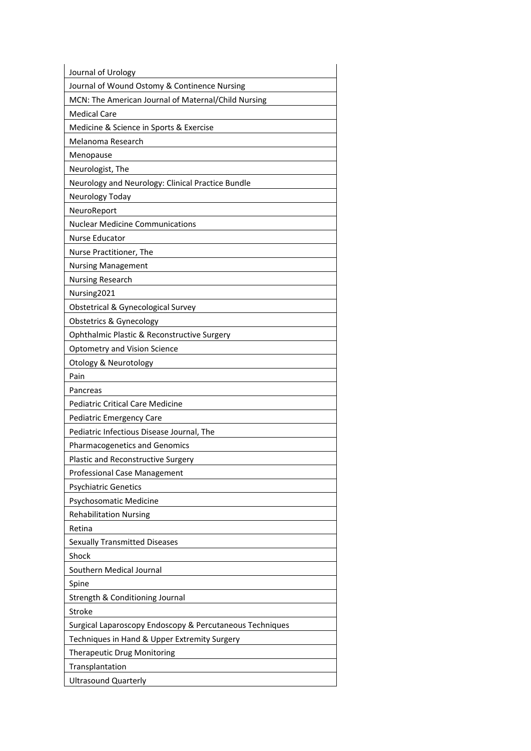| |
|---|
| Journal of Urology |
| Journal of Wound Ostomy & Continence Nursing |
| MCN: The American Journal of Maternal/Child Nursing |
| Medical Care |
| Medicine & Science in Sports & Exercise |
| Melanoma Research |
| Menopause |
| Neurologist, The |
| Neurology and Neurology: Clinical Practice Bundle |
| Neurology Today |
| NeuroReport |
| Nuclear Medicine Communications |
| Nurse Educator |
| Nurse Practitioner, The |
| Nursing Management |
| Nursing Research |
| Nursing2021 |
| Obstetrical & Gynecological Survey |
| Obstetrics & Gynecology |
| Ophthalmic Plastic & Reconstructive Surgery |
| Optometry and Vision Science |
| Otology & Neurotology |
| Pain |
| Pancreas |
| Pediatric Critical Care Medicine |
| Pediatric Emergency Care |
| Pediatric Infectious Disease Journal, The |
| Pharmacogenetics and Genomics |
| Plastic and Reconstructive Surgery |
| Professional Case Management |
| Psychiatric Genetics |
| Psychosomatic Medicine |
| Rehabilitation Nursing |
| Retina |
| Sexually Transmitted Diseases |
| Shock |
| Southern Medical Journal |
| Spine |
| Strength & Conditioning Journal |
| Stroke |
| Surgical Laparoscopy Endoscopy & Percutaneous Techniques |
| Techniques in Hand & Upper Extremity Surgery |
| Therapeutic Drug Monitoring |
| Transplantation |
| Ultrasound Quarterly |